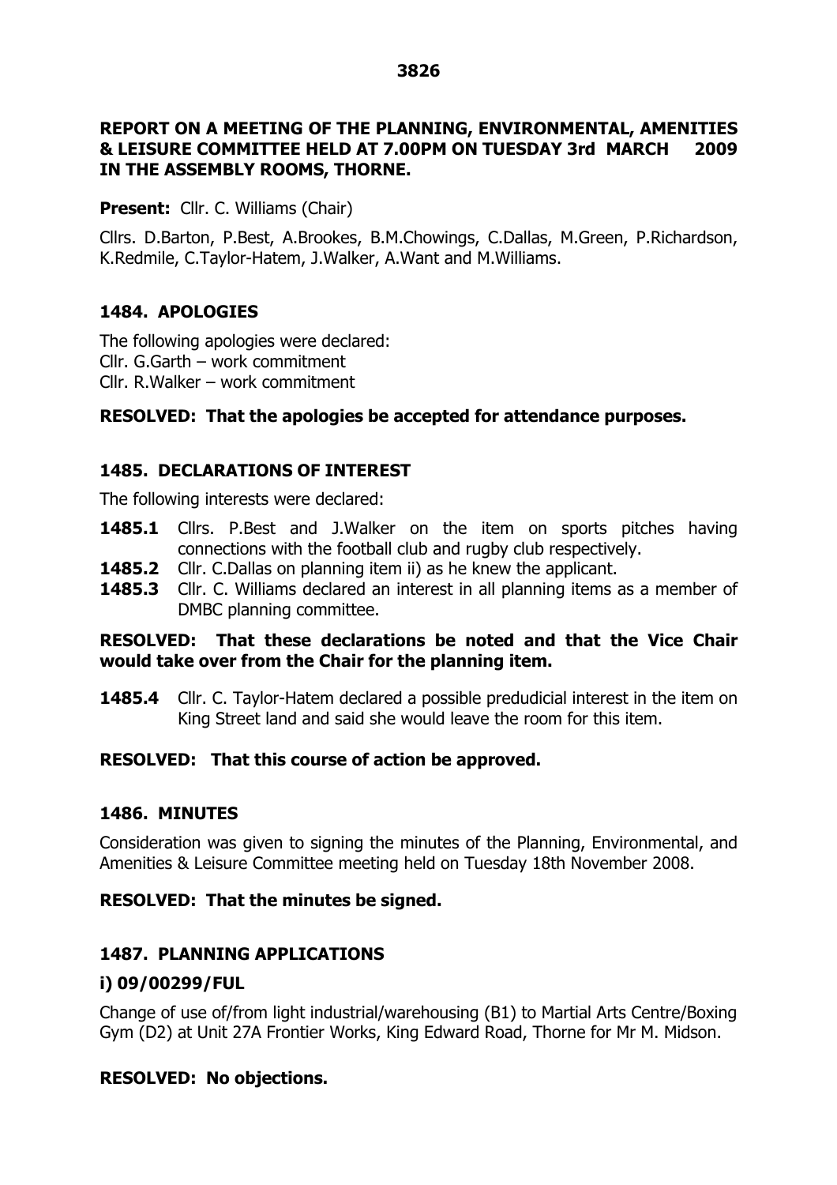**REPORT ON A MEETING OF THE PLANNING, ENVIRONMENTAL, AMENITIES & LEISURE COMMITTEE HELD AT 7.00PM ON TUESDAY 3rd MARCH 2009 IN THE ASSEMBLY ROOMS, THORNE.**

**Present:** Cllr. C. Williams (Chair)

Cllrs. D.Barton, P.Best, A.Brookes, B.M.Chowings, C.Dallas, M.Green, P.Richardson, K.Redmile, C.Taylor-Hatem, J.Walker, A.Want and M.Williams.

## 1484. APOLOGIES

The following apologies were declared:
Cllr. G.Garth – work commitment
Cllr. R.Walker – work commitment

**RESOLVED: That the apologies be accepted for attendance purposes.**

## 1485. DECLARATIONS OF INTEREST

The following interests were declared:

- **1485.1** Cllrs. P.Best and J.Walker on the item on sports pitches having connections with the football club and rugby club respectively.
- **1485.2** Cllr. C.Dallas on planning item ii) as he knew the applicant.
- **1485.3** Cllr. C. Williams declared an interest in all planning items as a member of DMBC planning committee.

**RESOLVED: That these declarations be noted and that the Vice Chair would take over from the Chair for the planning item.**

- **1485.4** Cllr. C. Taylor-Hatem declared a possible predudicial interest in the item on King Street land and said she would leave the room for this item.

**RESOLVED: That this course of action be approved.**

## 1486. MINUTES

Consideration was given to signing the minutes of the Planning, Environmental, and Amenities & Leisure Committee meeting held on Tuesday 18th November 2008.

**RESOLVED: That the minutes be signed.**

## 1487. PLANNING APPLICATIONS

### i) 09/00299/FUL

Change of use of/from light industrial/warehousing (B1) to Martial Arts Centre/Boxing Gym (D2) at Unit 27A Frontier Works, King Edward Road, Thorne for Mr M. Midson.

**RESOLVED: No objections.**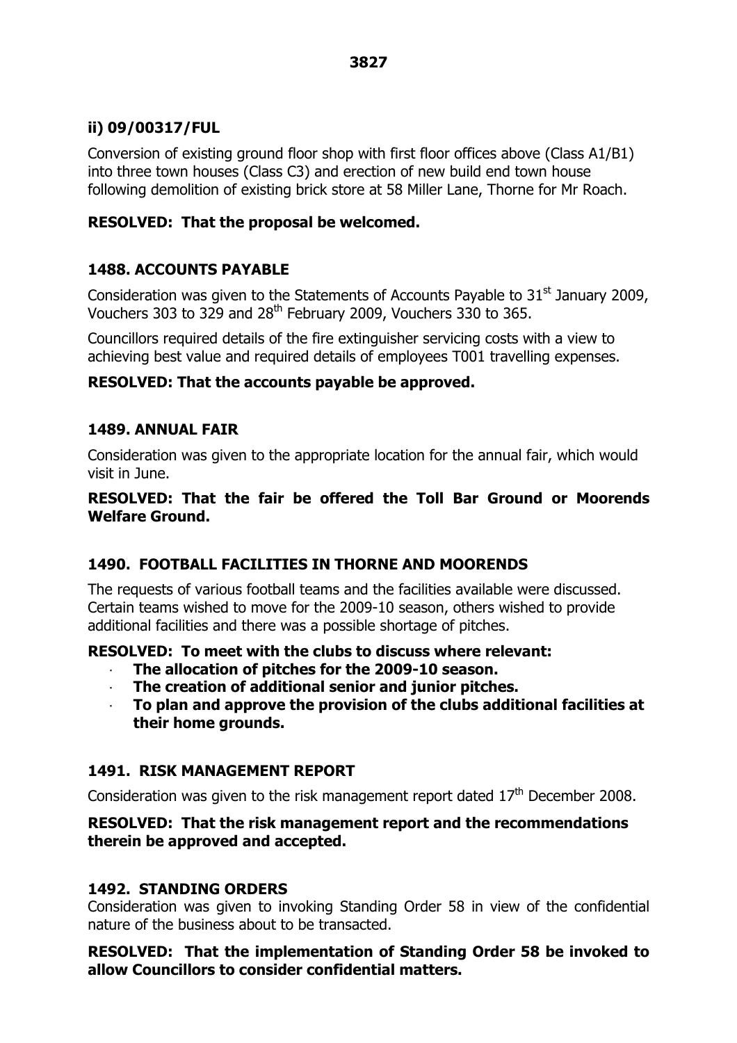### ii) 09/00317/FUL

Conversion of existing ground floor shop with first floor offices above (Class A1/B1) into three town houses (Class C3) and erection of new build end town house following demolition of existing brick store at 58 Miller Lane, Thorne for Mr Roach.

**RESOLVED: That the proposal be welcomed.**

### 1488. ACCOUNTS PAYABLE

Consideration was given to the Statements of Accounts Payable to 31st January 2009, Vouchers 303 to 329 and 28th February 2009, Vouchers 330 to 365.

Councillors required details of the fire extinguisher servicing costs with a view to achieving best value and required details of employees T001 travelling expenses.

**RESOLVED: That the accounts payable be approved.**

### 1489. ANNUAL FAIR

Consideration was given to the appropriate location for the annual fair, which would visit in June.

**RESOLVED: That the fair be offered the Toll Bar Ground or Moorends Welfare Ground.**

### 1490. FOOTBALL FACILITIES IN THORNE AND MOORENDS

The requests of various football teams and the facilities available were discussed. Certain teams wished to move for the 2009-10 season, others wished to provide additional facilities and there was a possible shortage of pitches.

**RESOLVED: To meet with the clubs to discuss where relevant:**

- **The allocation of pitches for the 2009-10 season.**
- **The creation of additional senior and junior pitches.**
- **To plan and approve the provision of the clubs additional facilities at their home grounds.**

### 1491. RISK MANAGEMENT REPORT

Consideration was given to the risk management report dated 17th December 2008.

**RESOLVED: That the risk management report and the recommendations therein be approved and accepted.**

### 1492. STANDING ORDERS

Consideration was given to invoking Standing Order 58 in view of the confidential nature of the business about to be transacted.

**RESOLVED: That the implementation of Standing Order 58 be invoked to allow Councillors to consider confidential matters.**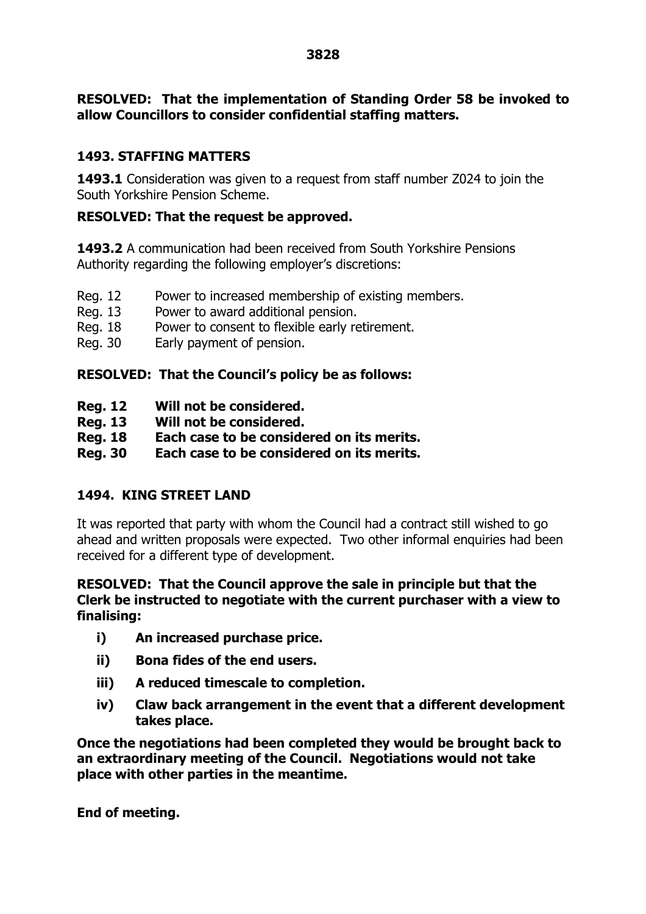**RESOLVED: That the implementation of Standing Order 58 be invoked to allow Councillors to consider confidential staffing matters.**

## 1493. STAFFING MATTERS

**1493.1** Consideration was given to a request from staff number Z024 to join the South Yorkshire Pension Scheme.

**RESOLVED: That the request be approved.**

**1493.2** A communication had been received from South Yorkshire Pensions Authority regarding the following employer's discretions:

Reg. 12 Power to increased membership of existing members.
Reg. 13 Power to award additional pension.
Reg. 18 Power to consent to flexible early retirement.
Reg. 30 Early payment of pension.

**RESOLVED: That the Council's policy be as follows:**

**Reg. 12 Will not be considered.**
**Reg. 13 Will not be considered.**
**Reg. 18 Each case to be considered on its merits.**
**Reg. 30 Each case to be considered on its merits.**

## 1494. KING STREET LAND

It was reported that party with whom the Council had a contract still wished to go ahead and written proposals were expected. Two other informal enquiries had been received for a different type of development.

**RESOLVED: That the Council approve the sale in principle but that the Clerk be instructed to negotiate with the current purchaser with a view to finalising:**

- **i) An increased purchase price.**
- **ii) Bona fides of the end users.**
- **iii) A reduced timescale to completion.**
- **iv) Claw back arrangement in the event that a different development takes place.**

**Once the negotiations had been completed they would be brought back to an extraordinary meeting of the Council. Negotiations would not take place with other parties in the meantime.**

**End of meeting.**